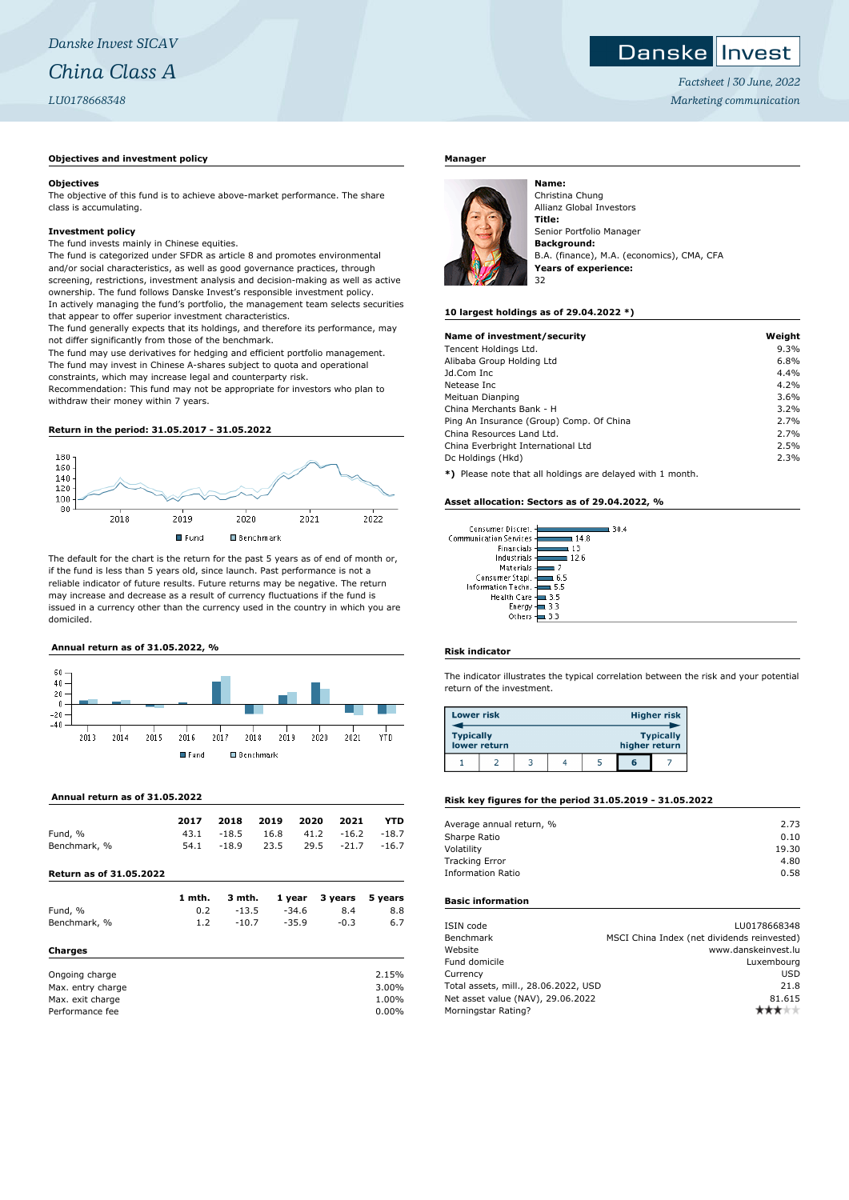*Danske Invest SICAV*

# *China Class A*

*LU0178668348*

*Factsheet | 30 June, 2022*

*Marketing communication*

## Objectives and investment policy

**Objectives**

The objective of this fund is to achieve above-market performance. The share class is accumulating.

**Investment policy**

The fund invests mainly in Chinese equities.

The fund is categorized under SFDR as article 8 and promotes environmental and/or social characteristics, as well as good governance practices, through screening, restrictions, investment analysis and decision-making as well as active ownership. The fund follows Danske Invest's responsible investment policy.

In actively managing the fund's portfolio, the management team selects securities that appear to offer superior investment characteristics.

The fund generally expects that its holdings, and therefore its performance, may not differ significantly from those of the benchmark.

The fund may use derivatives for hedging and efficient portfolio management.

The fund may invest in Chinese A-shares subject to quota and operational constraints, which may increase legal and counterparty risk.

Recommendation: This fund may not be appropriate for investors who plan to withdraw their money within 7 years.

## Return in the period: 31.05.2017 - 31.05.2022

The default for the chart is the return for the past 5 years as of end of month or, if the fund is less than 5 years old, since launch. Past performance is not a reliable indicator of future results. Future returns may be negative. The return may increase and decrease as a result of currency fluctuations if the fund is issued in a currency other than the currency used in the country in which you are domiciled.

## Annual return as of 31.05.2022, %

## Annual return as of 31.05.2022

| | 2017 | 2018 | 2019 | 2020 | 2021 | YTD |
|---|---|---|---|---|---|---|
| Fund, % | 43.1 | -18.5 | 16.8 | 41.2 | -16.2 | -18.7 |
| Benchmark, % | 54.1 | -18.9 | 23.5 | 29.5 | -21.7 | -16.7 |

## Return as of 31.05.2022

| | 1 mth. | 3 mth. | 1 year | 3 years | 5 years |
|---|---|---|---|---|---|
| Fund, % | 0.2 | -13.5 | -34.6 | 8.4 | 8.8 |
| Benchmark, % | 1.2 | -10.7 | -35.9 | -0.3 | 6.7 |

## Charges

| | |
|---|---|
| Ongoing charge | 2.15% |
| Max. entry charge | 3.00% |
| Max. exit charge | 1.00% |
| Performance fee | 0.00% |

## Manager

**Name:**
Christina Chung
Allianz Global Investors
**Title:**
Senior Portfolio Manager
**Background:**
B.A. (finance), M.A. (economics), CMA, CFA
**Years of experience:**
32

## 10 largest holdings as of 29.04.2022 *)

| Name of investment/security | Weight |
|---|---|
| Tencent Holdings Ltd. | 9.3% |
| Alibaba Group Holding Ltd | 6.8% |
| Jd.Com Inc | 4.4% |
| Netease Inc | 4.2% |
| Meituan Dianping | 3.6% |
| China Merchants Bank - H | 3.2% |
| Ping An Insurance (Group) Comp. Of China | 2.7% |
| China Resources Land Ltd. | 2.7% |
| China Everbright International Ltd | 2.5% |
| Dc Holdings (Hkd) | 2.3% |

*) Please note that all holdings are delayed with 1 month.

## Asset allocation: Sectors as of 29.04.2022, %

| Sector | % |
|---|---|
| Consumer Discret. | 30.4 |
| Communication Services | 14.8 |
| Financials | 13 |
| Industrials | 12.6 |
| Materials | 7 |
| Consumer Stapl. | 6.5 |
| Information Techn. | 5.5 |
| Health Care | 3.5 |
| Energy | 3.3 |
| Others | 3.3 |

## Risk indicator

The indicator illustrates the typical correlation between the risk and your potential return of the investment.

Lower risk — Higher risk
Typically lower return — Typically higher return

| 1 | 2 | 3 | 4 | 5 | **6** | 7 |
|---|---|---|---|---|---|---|

## Risk key figures for the period 31.05.2019 - 31.05.2022

| | |
|---|---|
| Average annual return, % | 2.73 |
| Sharpe Ratio | 0.10 |
| Volatility | 19.30 |
| Tracking Error | 4.80 |
| Information Ratio | 0.58 |

## Basic information

| | |
|---|---|
| ISIN code | LU0178668348 |
| Benchmark | MSCI China Index (net dividends reinvested) |
| Website | www.danskeinvest.lu |
| Fund domicile | Luxembourg |
| Currency | USD |
| Total assets, mill., 28.06.2022, USD | 21.8 |
| Net asset value (NAV), 29.06.2022 | 81.615 |
| Morningstar Rating? | ★★★☆☆ |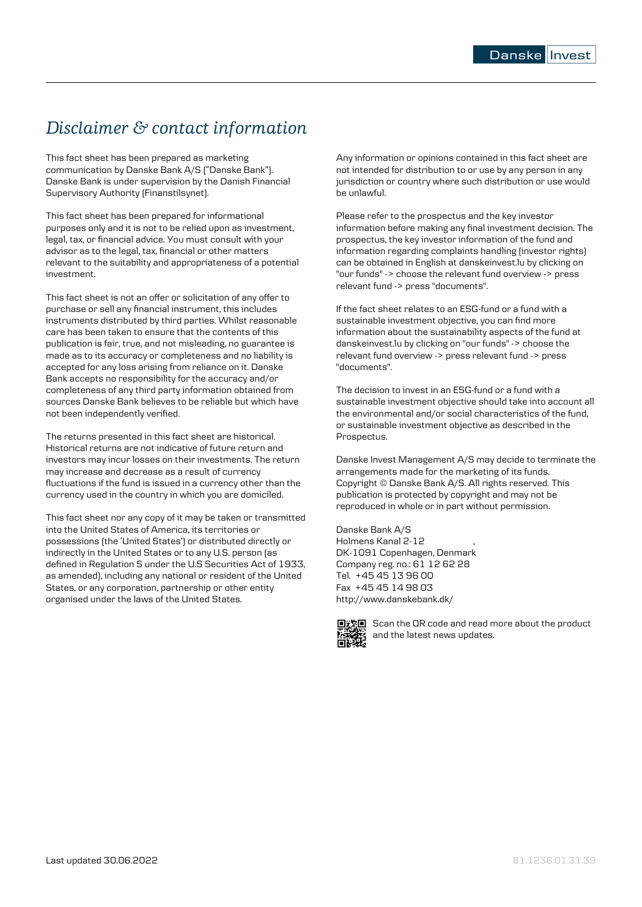# *Disclaimer & contact information*

This fact sheet has been prepared as marketing communication by Danske Bank A/S ("Danske Bank"). Danske Bank is under supervision by the Danish Financial Supervisory Authority (Finanstilsynet).

This fact sheet has been prepared for informational purposes only and it is not to be relied upon as investment, legal, tax, or financial advice. You must consult with your advisor as to the legal, tax, financial or other matters relevant to the suitability and appropriateness of a potential investment.

This fact sheet is not an offer or solicitation of any offer to purchase or sell any financial instrument, this includes instruments distributed by third parties. Whilst reasonable care has been taken to ensure that the contents of this publication is fair, true, and not misleading, no guarantee is made as to its accuracy or completeness and no liability is accepted for any loss arising from reliance on it. Danske Bank accepts no responsibility for the accuracy and/or completeness of any third party information obtained from sources Danske Bank believes to be reliable but which have not been independently verified.

The returns presented in this fact sheet are historical. Historical returns are not indicative of future return and investors may incur losses on their investments. The return may increase and decrease as a result of currency fluctuations if the fund is issued in a currency other than the currency used in the country in which you are domiciled.

This fact sheet nor any copy of it may be taken or transmitted into the United States of America, its territories or possessions (the 'United States') or distributed directly or indirectly in the United States or to any U.S. person (as defined in Regulation S under the U.S Securities Act of 1933, as amended), including any national or resident of the United States, or any corporation, partnership or other entity organised under the laws of the United States.

Any information or opinions contained in this fact sheet are not intended for distribution to or use by any person in any jurisdiction or country where such distribution or use would be unlawful.

Please refer to the prospectus and the key investor information before making any final investment decision. The prospectus, the key investor information of the fund and information regarding complaints handling (investor rights) can be obtained in English at danskeinvest.lu by clicking on "our funds" -> choose the relevant fund overview -> press relevant fund -> press "documents".

If the fact sheet relates to an ESG-fund or a fund with a sustainable investment objective, you can find more information about the sustainability aspects of the fund at danskeinvest.lu by clicking on "our funds" -> choose the relevant fund overview -> press relevant fund -> press "documents".

The decision to invest in an ESG-fund or a fund with a sustainable investment objective should take into account all the environmental and/or social characteristics of the fund, or sustainable investment objective as described in the Prospectus.

Danske Invest Management A/S may decide to terminate the arrangements made for the marketing of its funds.
Copyright © Danske Bank A/S. All rights reserved. This publication is protected by copyright and may not be reproduced in whole or in part without permission.

Danske Bank A/S
Holmens Kanal 2-12
DK-1091 Copenhagen, Denmark
Company reg. no.: 61 12 62 28
Tel. +45 45 13 96 00
Fax +45 45 14 98 03
http://www.danskebank.dk/

Scan the QR code and read more about the product and the latest news updates.

Last updated 30.06.2022

81.1236.01.31.39